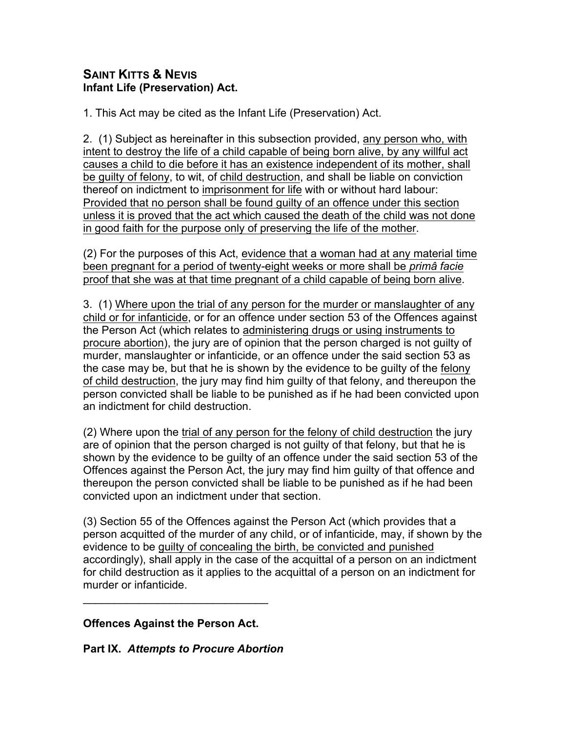## Saint Kitts & Nevis

**Infant Life (Preservation) Act.**

1. This Act may be cited as the Infant Life (Preservation) Act.

2. (1) Subject as hereinafter in this subsection provided, <u>any person who, with intent to destroy the life of a child capable of being born alive, by any willful act causes a child to die before it has an existence independent of its mother, shall be guilty of felony</u>, to wit, of <u>child destruction</u>, and shall be liable on conviction thereof on indictment to <u>imprisonment for life</u> with or without hard labour: <u>Provided that no person shall be found guilty of an offence under this section unless it is proved that the act which caused the death of the child was not done in good faith for the purpose only of preserving the life of the mother</u>.

(2) For the purposes of this Act, <u>evidence that a woman had at any material time been pregnant for a period of twenty-eight weeks or more shall be *primâ facie* proof that she was at that time pregnant of a child capable of being born alive</u>.

3. (1) <u>Where upon the trial of any person for the murder or manslaughter of any child or for infanticide</u>, or for an offence under section 53 of the Offences against the Person Act (which relates to <u>administering drugs or using instruments to procure abortion</u>), the jury are of opinion that the person charged is not guilty of murder, manslaughter or infanticide, or an offence under the said section 53 as the case may be, but that he is shown by the evidence to be guilty of the <u>felony of child destruction</u>, the jury may find him guilty of that felony, and thereupon the person convicted shall be liable to be punished as if he had been convicted upon an indictment for child destruction.

(2) Where upon the <u>trial of any person for the felony of child destruction</u> the jury are of opinion that the person charged is not guilty of that felony, but that he is shown by the evidence to be guilty of an offence under the said section 53 of the Offences against the Person Act, the jury may find him guilty of that offence and thereupon the person convicted shall be liable to be punished as if he had been convicted upon an indictment under that section.

(3) Section 55 of the Offences against the Person Act (which provides that a person acquitted of the murder of any child, or of infanticide, may, if shown by the evidence to be <u>guilty of concealing the birth, be convicted and punished</u> accordingly), shall apply in the case of the acquittal of a person on an indictment for child destruction as it applies to the acquittal of a person on an indictment for murder or infanticide.

---

**Offences Against the Person Act.**

**Part IX. *Attempts to Procure Abortion***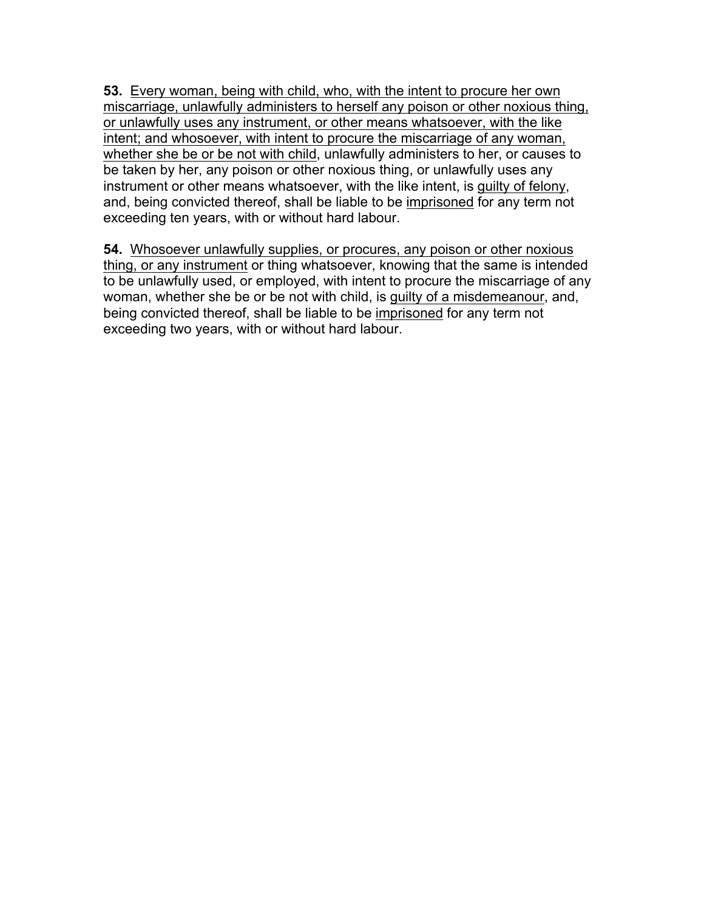**53.** Every woman, being with child, who, with the intent to procure her own miscarriage, unlawfully administers to herself any poison or other noxious thing, or unlawfully uses any instrument, or other means whatsoever, with the like intent; and whosoever, with intent to procure the miscarriage of any woman, whether she be or be not with child, unlawfully administers to her, or causes to be taken by her, any poison or other noxious thing, or unlawfully uses any instrument or other means whatsoever, with the like intent, is guilty of felony, and, being convicted thereof, shall be liable to be imprisoned for any term not exceeding ten years, with or without hard labour.

**54.** Whosoever unlawfully supplies, or procures, any poison or other noxious thing, or any instrument or thing whatsoever, knowing that the same is intended to be unlawfully used, or employed, with intent to procure the miscarriage of any woman, whether she be or be not with child, is guilty of a misdemeanour, and, being convicted thereof, shall be liable to be imprisoned for any term not exceeding two years, with or without hard labour.